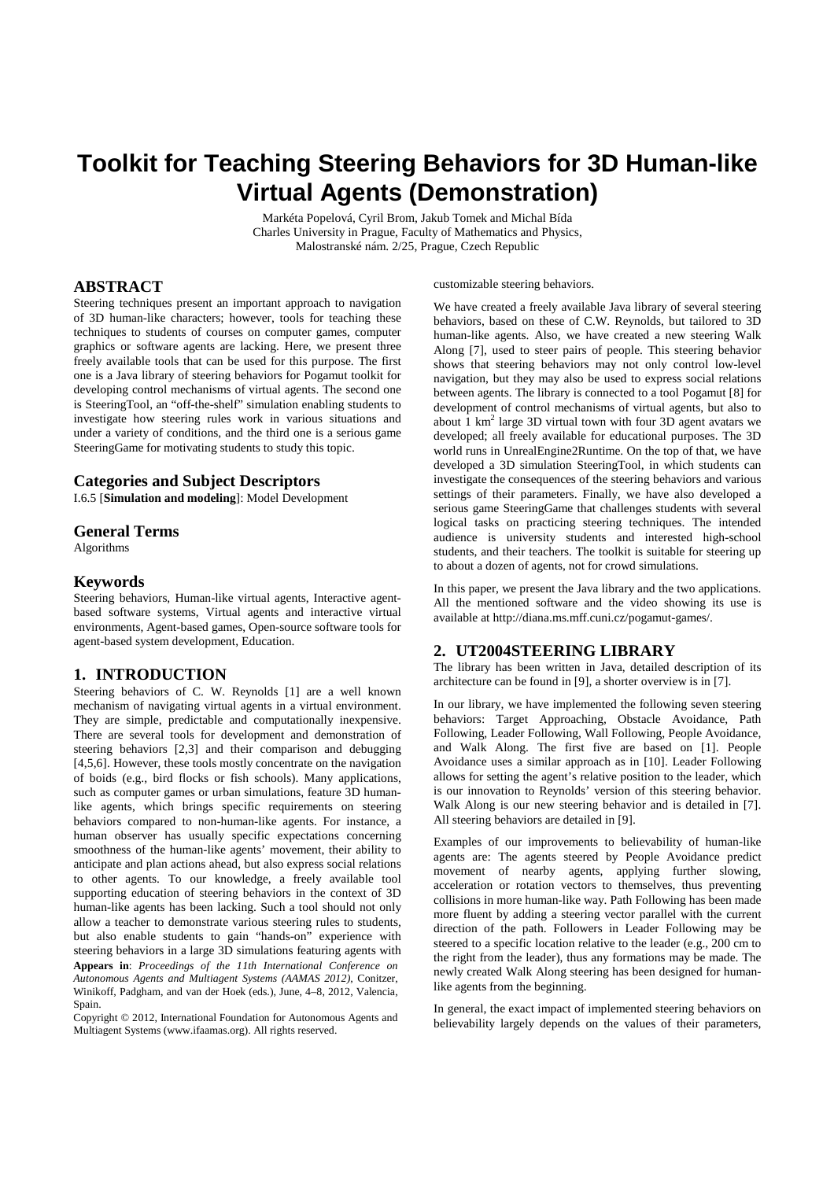# Toolkit for Teaching Steering Behaviors for 3D Human-like Virtual Agents (Demonstration)

Markéta Popelová, Cyril Brom, Jakub Tomek and Michal Bída
Charles University in Prague, Faculty of Mathematics and Physics,
Malostranské nám. 2/25, Prague, Czech Republic

## ABSTRACT

Steering techniques present an important approach to navigation of 3D human-like characters; however, tools for teaching these techniques to students of courses on computer games, computer graphics or software agents are lacking. Here, we present three freely available tools that can be used for this purpose. The first one is a Java library of steering behaviors for Pogamut toolkit for developing control mechanisms of virtual agents. The second one is SteeringTool, an "off-the-shelf" simulation enabling students to investigate how steering rules work in various situations and under a variety of conditions, and the third one is a serious game SteeringGame for motivating students to study this topic.

### Categories and Subject Descriptors

I.6.5 [**Simulation and modeling**]: Model Development

### General Terms

Algorithms

### Keywords

Steering behaviors, Human-like virtual agents, Interactive agent-based software systems, Virtual agents and interactive virtual environments, Agent-based games, Open-source software tools for agent-based system development, Education.

## 1. INTRODUCTION

Steering behaviors of C. W. Reynolds [1] are a well known mechanism of navigating virtual agents in a virtual environment. They are simple, predictable and computationally inexpensive. There are several tools for development and demonstration of steering behaviors [2,3] and their comparison and debugging [4,5,6]. However, these tools mostly concentrate on the navigation of boids (e.g., bird flocks or fish schools). Many applications, such as computer games or urban simulations, feature 3D human-like agents, which brings specific requirements on steering behaviors compared to non-human-like agents. For instance, a human observer has usually specific expectations concerning smoothness of the human-like agents' movement, their ability to anticipate and plan actions ahead, but also express social relations to other agents. To our knowledge, a freely available tool supporting education of steering behaviors in the context of 3D human-like agents has been lacking. Such a tool should not only allow a teacher to demonstrate various steering rules to students, but also enable students to gain "hands-on" experience with steering behaviors in a large 3D simulations featuring agents with customizable steering behaviors.

**Appears in**: *Proceedings of the 11th International Conference on Autonomous Agents and Multiagent Systems (AAMAS 2012)*, Conitzer, Winikoff, Padgham, and van der Hoek (eds.), June, 4–8, 2012, Valencia, Spain.

Copyright © 2012, International Foundation for Autonomous Agents and Multiagent Systems (www.ifaamas.org). All rights reserved.

We have created a freely available Java library of several steering behaviors, based on these of C.W. Reynolds, but tailored to 3D human-like agents. Also, we have created a new steering Walk Along [7], used to steer pairs of people. This steering behavior shows that steering behaviors may not only control low-level navigation, but they may also be used to express social relations between agents. The library is connected to a tool Pogamut [8] for development of control mechanisms of virtual agents, but also to about 1 km$^2$ large 3D virtual town with four 3D agent avatars we developed; all freely available for educational purposes. The 3D world runs in UnrealEngine2Runtime. On the top of that, we have developed a 3D simulation SteeringTool, in which students can investigate the consequences of the steering behaviors and various settings of their parameters. Finally, we have also developed a serious game SteeringGame that challenges students with several logical tasks on practicing steering techniques. The intended audience is university students and interested high-school students, and their teachers. The toolkit is suitable for steering up to about a dozen of agents, not for crowd simulations.

In this paper, we present the Java library and the two applications. All the mentioned software and the video showing its use is available at http://diana.ms.mff.cuni.cz/pogamut-games/.

## 2. UT2004STEERING LIBRARY

The library has been written in Java, detailed description of its architecture can be found in [9], a shorter overview is in [7].

In our library, we have implemented the following seven steering behaviors: Target Approaching, Obstacle Avoidance, Path Following, Leader Following, Wall Following, People Avoidance, and Walk Along. The first five are based on [1]. People Avoidance uses a similar approach as in [10]. Leader Following allows for setting the agent's relative position to the leader, which is our innovation to Reynolds' version of this steering behavior. Walk Along is our new steering behavior and is detailed in [7]. All steering behaviors are detailed in [9].

Examples of our improvements to believability of human-like agents are: The agents steered by People Avoidance predict movement of nearby agents, applying further slowing, acceleration or rotation vectors to themselves, thus preventing collisions in more human-like way. Path Following has been made more fluent by adding a steering vector parallel with the current direction of the path. Followers in Leader Following may be steered to a specific location relative to the leader (e.g., 200 cm to the right from the leader), thus any formations may be made. The newly created Walk Along steering has been designed for human-like agents from the beginning.

In general, the exact impact of implemented steering behaviors on believability largely depends on the values of their parameters,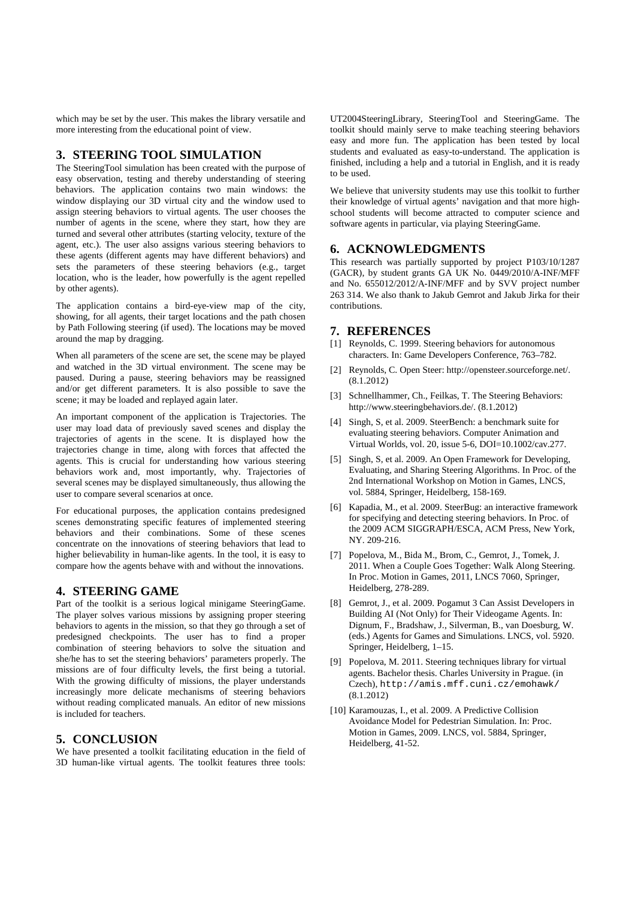which may be set by the user. This makes the library versatile and more interesting from the educational point of view.

## 3. STEERING TOOL SIMULATION

The SteeringTool simulation has been created with the purpose of easy observation, testing and thereby understanding of steering behaviors. The application contains two main windows: the window displaying our 3D virtual city and the window used to assign steering behaviors to virtual agents. The user chooses the number of agents in the scene, where they start, how they are turned and several other attributes (starting velocity, texture of the agent, etc.). The user also assigns various steering behaviors to these agents (different agents may have different behaviors) and sets the parameters of these steering behaviors (e.g., target location, who is the leader, how powerfully is the agent repelled by other agents).

The application contains a bird-eye-view map of the city, showing, for all agents, their target locations and the path chosen by Path Following steering (if used). The locations may be moved around the map by dragging.

When all parameters of the scene are set, the scene may be played and watched in the 3D virtual environment. The scene may be paused. During a pause, steering behaviors may be reassigned and/or get different parameters. It is also possible to save the scene; it may be loaded and replayed again later.

An important component of the application is Trajectories. The user may load data of previously saved scenes and display the trajectories of agents in the scene. It is displayed how the trajectories change in time, along with forces that affected the agents. This is crucial for understanding how various steering behaviors work and, most importantly, why. Trajectories of several scenes may be displayed simultaneously, thus allowing the user to compare several scenarios at once.

For educational purposes, the application contains predesigned scenes demonstrating specific features of implemented steering behaviors and their combinations. Some of these scenes concentrate on the innovations of steering behaviors that lead to higher believability in human-like agents. In the tool, it is easy to compare how the agents behave with and without the innovations.

## 4. STEERING GAME

Part of the toolkit is a serious logical minigame SteeringGame. The player solves various missions by assigning proper steering behaviors to agents in the mission, so that they go through a set of predesigned checkpoints. The user has to find a proper combination of steering behaviors to solve the situation and she/he has to set the steering behaviors' parameters properly. The missions are of four difficulty levels, the first being a tutorial. With the growing difficulty of missions, the player understands increasingly more delicate mechanisms of steering behaviors without reading complicated manuals. An editor of new missions is included for teachers.

## 5. CONCLUSION

We have presented a toolkit facilitating education in the field of 3D human-like virtual agents. The toolkit features three tools: UT2004SteeringLibrary, SteeringTool and SteeringGame. The toolkit should mainly serve to make teaching steering behaviors easy and more fun. The application has been tested by local students and evaluated as easy-to-understand. The application is finished, including a help and a tutorial in English, and it is ready to be used.

We believe that university students may use this toolkit to further their knowledge of virtual agents' navigation and that more high-school students will become attracted to computer science and software agents in particular, via playing SteeringGame.

## 6. ACKNOWLEDGMENTS

This research was partially supported by project P103/10/1287 (GACR), by student grants GA UK No. 0449/2010/A-INF/MFF and No. 655012/2012/A-INF/MFF and by SVV project number 263 314. We also thank to Jakub Gemrot and Jakub Jirka for their contributions.

## 7. REFERENCES

[1] Reynolds, C. 1999. Steering behaviors for autonomous characters. In: Game Developers Conference, 763–782.

[2] Reynolds, C. Open Steer: http://opensteer.sourceforge.net/. (8.1.2012)

[3] Schnellhammer, Ch., Feilkas, T. The Steering Behaviors: http://www.steeringbehaviors.de/. (8.1.2012)

[4] Singh, S, et al. 2009. SteerBench: a benchmark suite for evaluating steering behaviors. Computer Animation and Virtual Worlds, vol. 20, issue 5-6, DOI=10.1002/cav.277.

[5] Singh, S, et al. 2009. An Open Framework for Developing, Evaluating, and Sharing Steering Algorithms. In Proc. of the 2nd International Workshop on Motion in Games, LNCS, vol. 5884, Springer, Heidelberg, 158-169.

[6] Kapadia, M., et al. 2009. SteerBug: an interactive framework for specifying and detecting steering behaviors. In Proc. of the 2009 ACM SIGGRAPH/ESCA, ACM Press, New York, NY. 209-216.

[7] Popelova, M., Bida M., Brom, C., Gemrot, J., Tomek, J. 2011. When a Couple Goes Together: Walk Along Steering. In Proc. Motion in Games, 2011, LNCS 7060, Springer, Heidelberg, 278-289.

[8] Gemrot, J., et al. 2009. Pogamut 3 Can Assist Developers in Building AI (Not Only) for Their Videogame Agents. In: Dignum, F., Bradshaw, J., Silverman, B., van Doesburg, W. (eds.) Agents for Games and Simulations. LNCS, vol. 5920. Springer, Heidelberg, 1–15.

[9] Popelova, M. 2011. Steering techniques library for virtual agents. Bachelor thesis. Charles University in Prague. (in Czech), http://amis.mff.cuni.cz/emohawk/ (8.1.2012)

[10] Karamouzas, I., et al. 2009. A Predictive Collision Avoidance Model for Pedestrian Simulation. In: Proc. Motion in Games, 2009. LNCS, vol. 5884, Springer, Heidelberg, 41-52.